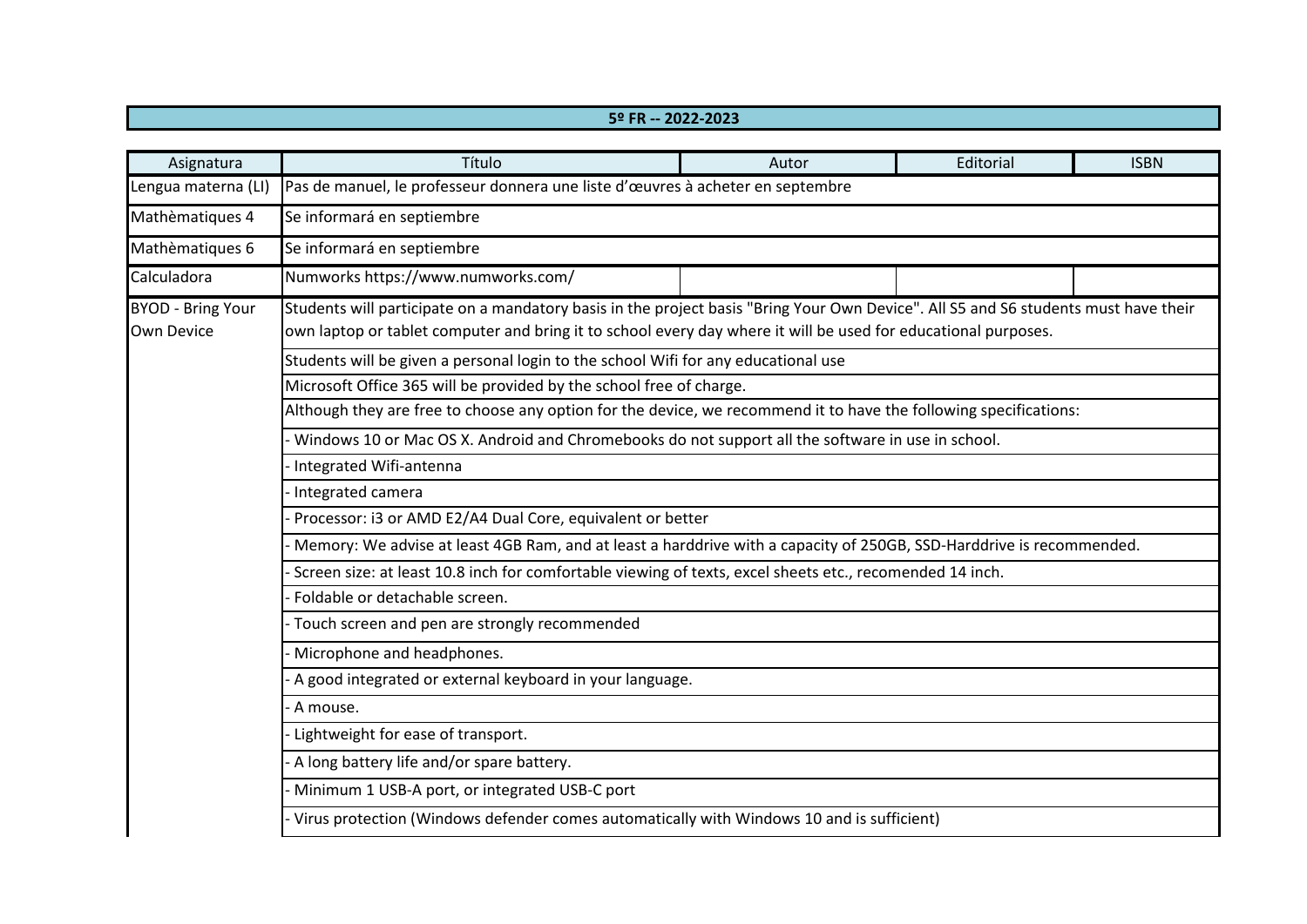| 5º FR -- 2022-2023 | | | | |
|---|---|---|---|---|
| **Asignatura** | **Título** | **Autor** | **Editorial** | **ISBN** |
| Lengua materna (LI) | Pas de manuel, le professeur donnera une liste d'œuvres à acheter en septembre | | | |
| Mathèmatiques 4 | Se informará en septiembre | | | |
| Mathèmatiques 6 | Se informará en septiembre | | | |
| Calculadora | Numworks https://www.numworks.com/ | | | |
| BYOD - Bring Your Own Device | Students will participate on a mandatory basis in the project basis "Bring Your Own Device". All S5 and S6 students must have their own laptop or tablet computer and bring it to school every day where it will be used for educational purposes. | | | |
| | Students will be given a personal login to the school Wifi for any educational use | | | |
| | Microsoft Office 365 will be provided by the school free of charge. | | | |
| | Although they are free to choose any option for the device, we recommend it to have the following specifications: | | | |
| | - Windows 10 or Mac OS X. Android and Chromebooks do not support all the software in use in school. | | | |
| | - Integrated Wifi-antenna | | | |
| | - Integrated camera | | | |
| | - Processor: i3 or AMD E2/A4 Dual Core, equivalent or better | | | |
| | - Memory: We advise at least 4GB Ram, and at least a harddrive with a capacity of 250GB, SSD-Harddrive is recommended. | | | |
| | - Screen size: at least 10.8 inch for comfortable viewing of texts, excel sheets etc., recomended 14 inch. | | | |
| | - Foldable or detachable screen. | | | |
| | - Touch screen and pen are strongly recommended | | | |
| | - Microphone and headphones. | | | |
| | - A good integrated or external keyboard in your language. | | | |
| | - A mouse. | | | |
| | - Lightweight for ease of transport. | | | |
| | - A long battery life and/or spare battery. | | | |
| | - Minimum 1 USB-A port, or integrated USB-C port | | | |
| | - Virus protection (Windows defender comes automatically with Windows 10 and is sufficient) | | | |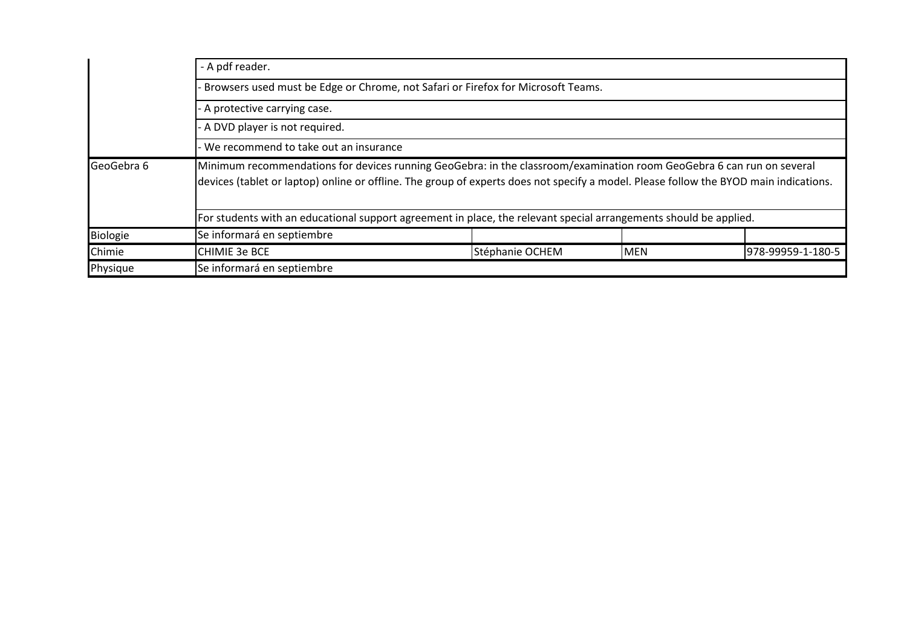| | | | | |
|---|---|---|---|---|
| | - A pdf reader. | | | |
| | - Browsers used must be Edge or Chrome, not Safari or Firefox for Microsoft Teams. | | | |
| | - A protective carrying case. | | | |
| | - A DVD player is not required. | | | |
| | - We recommend to take out an insurance | | | |
| GeoGebra 6 | Minimum recommendations for devices running GeoGebra: in the classroom/examination room GeoGebra 6 can run on several devices (tablet or laptop) online or offline. The group of experts does not specify a model. Please follow the BYOD main indications. | | | |
| | For students with an educational support agreement in place, the relevant special arrangements should be applied. | | | |
| Biologie | Se informará en septiembre | | | |
| Chimie | CHIMIE 3e BCE | Stéphanie OCHEM | MEN | 978-99959-1-180-5 |
| Physique | Se informará en septiembre | | | |